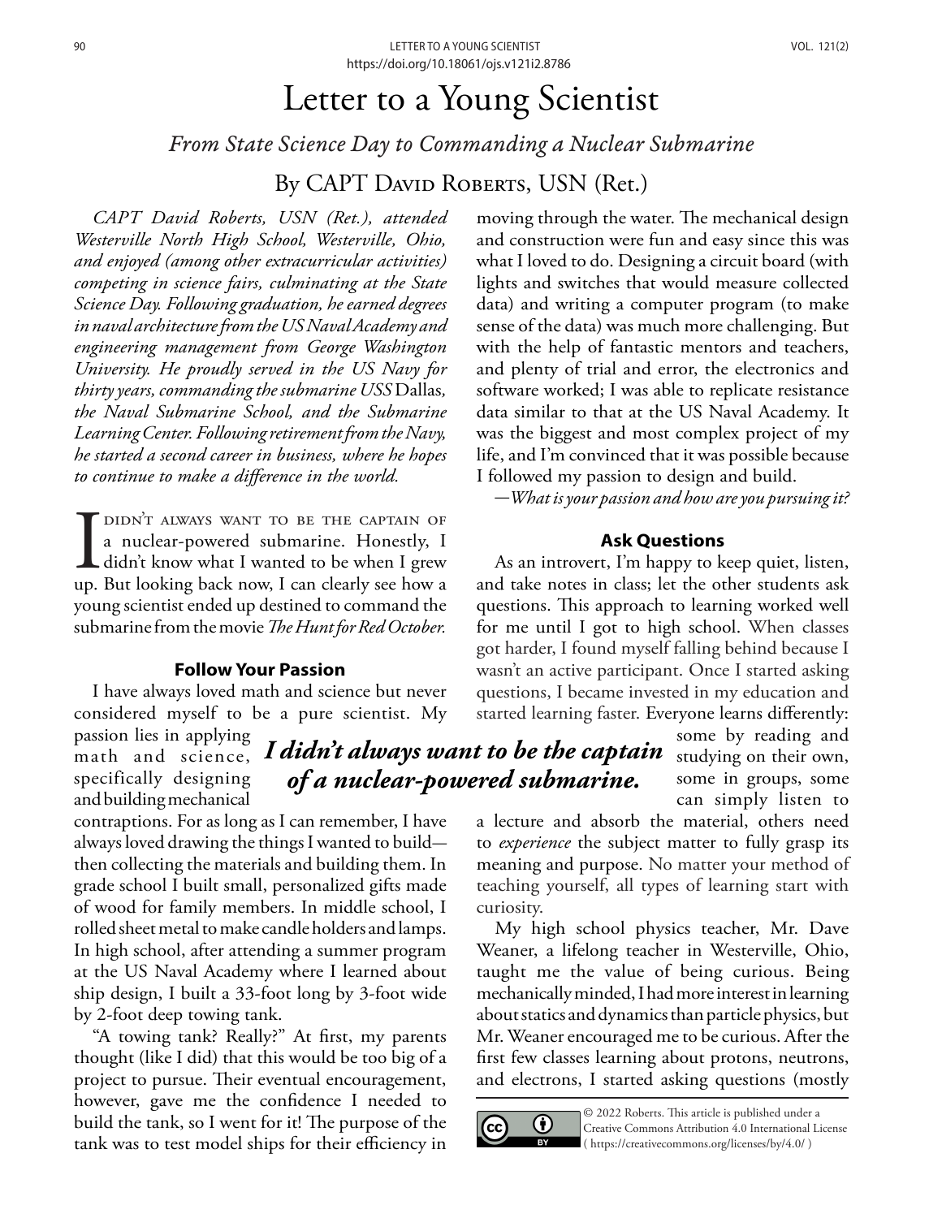https://doi.org/10.18061/ojs.v121i2.8786

# Letter to a Young Scientist

## *From State Science Day to Commanding a Nuclear Submarine*

### By CAPT David Roberts, USN (Ret.)

*CAPT David Roberts, USN (Ret.), attended Westerville North High School, Westerville, Ohio, and enjoyed (among other extracurricular activities) competing in science fairs, culminating at the State Science Day. Following graduation, he earned degrees in naval architecture from the US Naval Academy and engineering management from George Washington University. He proudly served in the US Navy for thirty years, commanding the submarine USS* Dallas*, the Naval Submarine School, and the Submarine Learning Center. Following retirement from the Navy, he started a second career in business, where he hopes to continue to make a difference in the world.*

I didn't always want to be the captain of a nuclear-powered submarine. Honestly, I didn't know what I wanted to be when I grew up. But looking back now, I can clearly see how a young scientist ended up destined to command the submarine from the movie *The Hunt for Red October.*

### Follow Your Passion

I have always loved math and science but never considered myself to be a pure scientist. My passion lies in applying math and science, specifically designing and building mechanical contraptions. For as long as I can remember, I have always loved drawing the things I wanted to build—then collecting the materials and building them. In grade school I built small, personalized gifts made of wood for family members. In middle school, I rolled sheet metal to make candle holders and lamps. In high school, after attending a summer program at the US Naval Academy where I learned about ship design, I built a 33-foot long by 3-foot wide by 2-foot deep towing tank.

**I didn't always want to be the captain of a nuclear-powered submarine.**

"A towing tank? Really?" At first, my parents thought (like I did) that this would be too big of a project to pursue. Their eventual encouragement, however, gave me the confidence I needed to build the tank, so I went for it! The purpose of the tank was to test model ships for their efficiency in moving through the water. The mechanical design and construction were fun and easy since this was what I loved to do. Designing a circuit board (with lights and switches that would measure collected data) and writing a computer program (to make sense of the data) was much more challenging. But with the help of fantastic mentors and teachers, and plenty of trial and error, the electronics and software worked; I was able to replicate resistance data similar to that at the US Naval Academy. It was the biggest and most complex project of my life, and I'm convinced that it was possible because I followed my passion to design and build.

—*What is your passion and how are you pursuing it?*

### Ask Questions

As an introvert, I'm happy to keep quiet, listen, and take notes in class; let the other students ask questions. This approach to learning worked well for me until I got to high school. When classes got harder, I found myself falling behind because I wasn't an active participant. Once I started asking questions, I became invested in my education and started learning faster. Everyone learns differently: some by reading and studying on their own, some in groups, some can simply listen to a lecture and absorb the material, others need to *experience* the subject matter to fully grasp its meaning and purpose. No matter your method of teaching yourself, all types of learning start with curiosity.

My high school physics teacher, Mr. Dave Weaner, a lifelong teacher in Westerville, Ohio, taught me the value of being curious. Being mechanically minded, I had more interest in learning about statics and dynamics than particle physics, but Mr. Weaner encouraged me to be curious. After the first few classes learning about protons, neutrons, and electrons, I started asking questions (mostly

© 2022 Roberts. This article is published under a Creative Commons Attribution 4.0 International License ( https://creativecommons.org/licenses/by/4.0/ )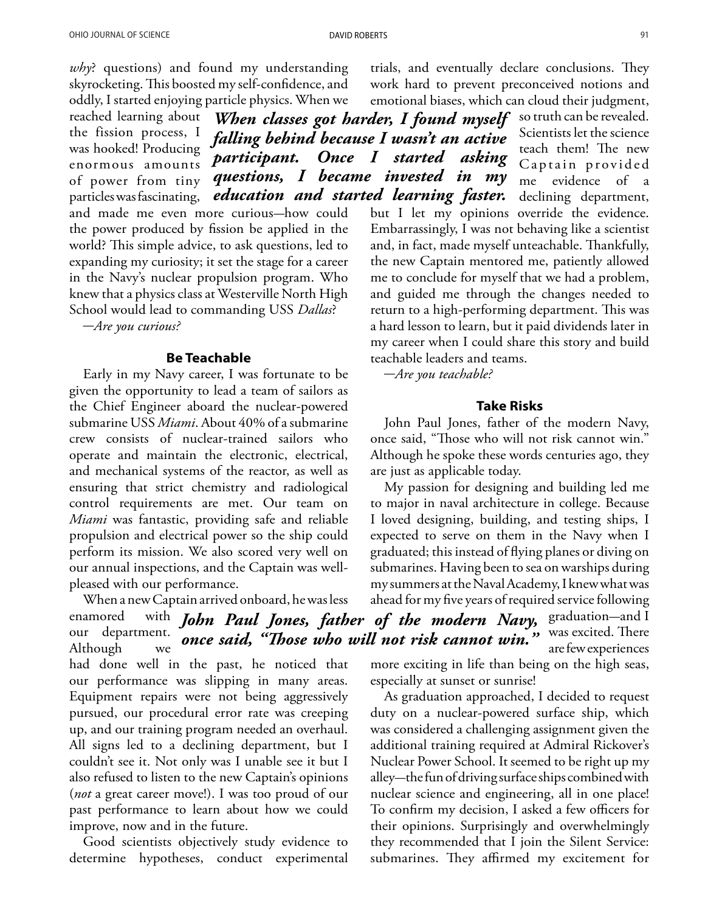*why*? questions) and found my understanding skyrocketing. This boosted my self-confidence, and oddly, I started enjoying particle physics. When we reached learning about the fission process, I was hooked! Producing enormous amounts of power from tiny particles was fascinating, and made me even more curious—how could the power produced by fission be applied in the world? This simple advice, to ask questions, led to expanding my curiosity; it set the stage for a career in the Navy's nuclear propulsion program. Who knew that a physics class at Westerville North High School would lead to commanding USS *Dallas*?

***When classes got harder, I found myself falling behind because I wasn't an active participant. Once I started asking questions, I became invested in my education and started learning faster.***

—*Are you curious?*

### Be Teachable

Early in my Navy career, I was fortunate to be given the opportunity to lead a team of sailors as the Chief Engineer aboard the nuclear-powered submarine USS *Miami*. About 40% of a submarine crew consists of nuclear-trained sailors who operate and maintain the electronic, electrical, and mechanical systems of the reactor, as well as ensuring that strict chemistry and radiological control requirements are met. Our team on *Miami* was fantastic, providing safe and reliable propulsion and electrical power so the ship could perform its mission. We also scored very well on our annual inspections, and the Captain was well-pleased with our performance.

When a new Captain arrived onboard, he was less enamored with our department. Although we had done well in the past, he noticed that our performance was slipping in many areas. Equipment repairs were not being aggressively pursued, our procedural error rate was creeping up, and our training program needed an overhaul. All signs led to a declining department, but I couldn't see it. Not only was I unable see it but I also refused to listen to the new Captain's opinions (*not* a great career move!). I was too proud of our past performance to learn about how we could improve, now and in the future.

Good scientists objectively study evidence to determine hypotheses, conduct experimental trials, and eventually declare conclusions. They work hard to prevent preconceived notions and emotional biases, which can cloud their judgment, so truth can be revealed. Scientists let the science teach them! The new Captain provided me evidence of a declining department, but I let my opinions override the evidence. Embarrassingly, I was not behaving like a scientist and, in fact, made myself unteachable. Thankfully, the new Captain mentored me, patiently allowed me to conclude for myself that we had a problem, and guided me through the changes needed to return to a high-performing department. This was a hard lesson to learn, but it paid dividends later in my career when I could share this story and build teachable leaders and teams.

—*Are you teachable?*

### Take Risks

John Paul Jones, father of the modern Navy, once said, "Those who will not risk cannot win." Although he spoke these words centuries ago, they are just as applicable today.

***John Paul Jones, father of the modern Navy, once said, "Those who will not risk cannot win."***

My passion for designing and building led me to major in naval architecture in college. Because I loved designing, building, and testing ships, I expected to serve on them in the Navy when I graduated; this instead of flying planes or diving on submarines. Having been to sea on warships during my summers at the Naval Academy, I knew what was ahead for my five years of required service following graduation—and I was excited. There are few experiences more exciting in life than being on the high seas, especially at sunset or sunrise!

As graduation approached, I decided to request duty on a nuclear-powered surface ship, which was considered a challenging assignment given the additional training required at Admiral Rickover's Nuclear Power School. It seemed to be right up my alley—the fun of driving surface ships combined with nuclear science and engineering, all in one place! To confirm my decision, I asked a few officers for their opinions. Surprisingly and overwhelmingly they recommended that I join the Silent Service: submarines. They affirmed my excitement for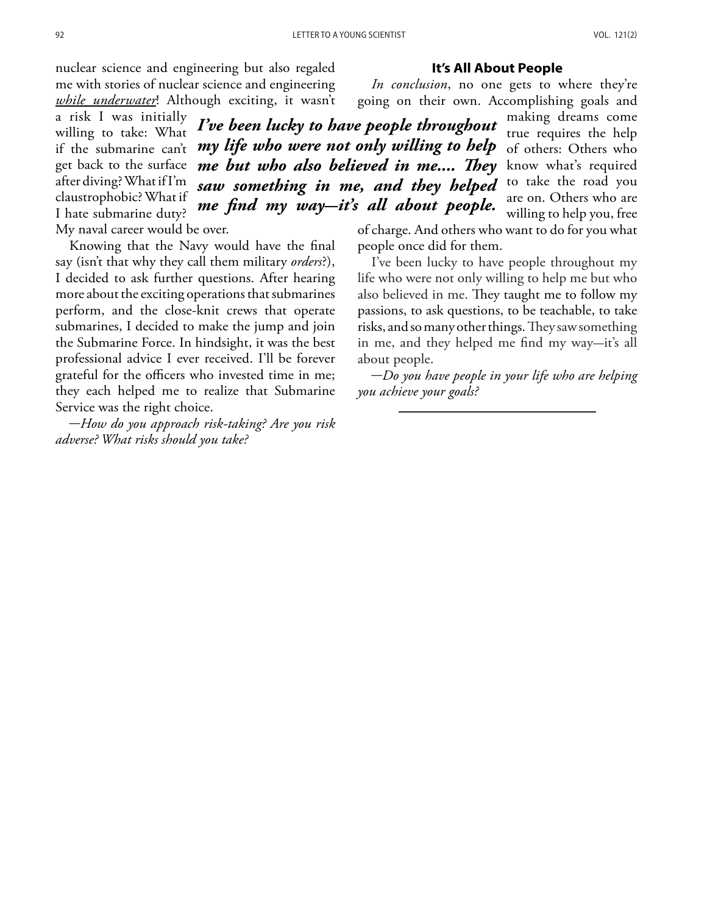nuclear science and engineering but also regaled me with stories of nuclear science and engineering ***while underwater***! Although exciting, it wasn't a risk I was initially willing to take: What if the submarine can't get back to the surface after diving? What if I'm claustrophobic? What if I hate submarine duty? My naval career would be over.

Knowing that the Navy would have the final say (isn't that why they call them military *orders*?), I decided to ask further questions. After hearing more about the exciting operations that submarines perform, and the close-knit crews that operate submarines, I decided to make the jump and join the Submarine Force. In hindsight, it was the best professional advice I ever received. I'll be forever grateful for the officers who invested time in me; they each helped me to realize that Submarine Service was the right choice.

*—How do you approach risk-taking? Are you risk adverse? What risks should you take?*

***I've been lucky to have people throughout my life who were not only willing to help me but who also believed in me.... They saw something in me, and they helped me find my way—it's all about people.***

### It's All About People

*In conclusion*, no one gets to where they're going on their own. Accomplishing goals and making dreams come true requires the help of others: Others who know what's required to take the road you are on. Others who are willing to help you, free of charge. And others who want to do for you what people once did for them.

I've been lucky to have people throughout my life who were not only willing to help me but who also believed in me. They taught me to follow my passions, to ask questions, to be teachable, to take risks, and so many other things. They saw something in me, and they helped me find my way—it's all about people.

*—Do you have people in your life who are helping you achieve your goals?*